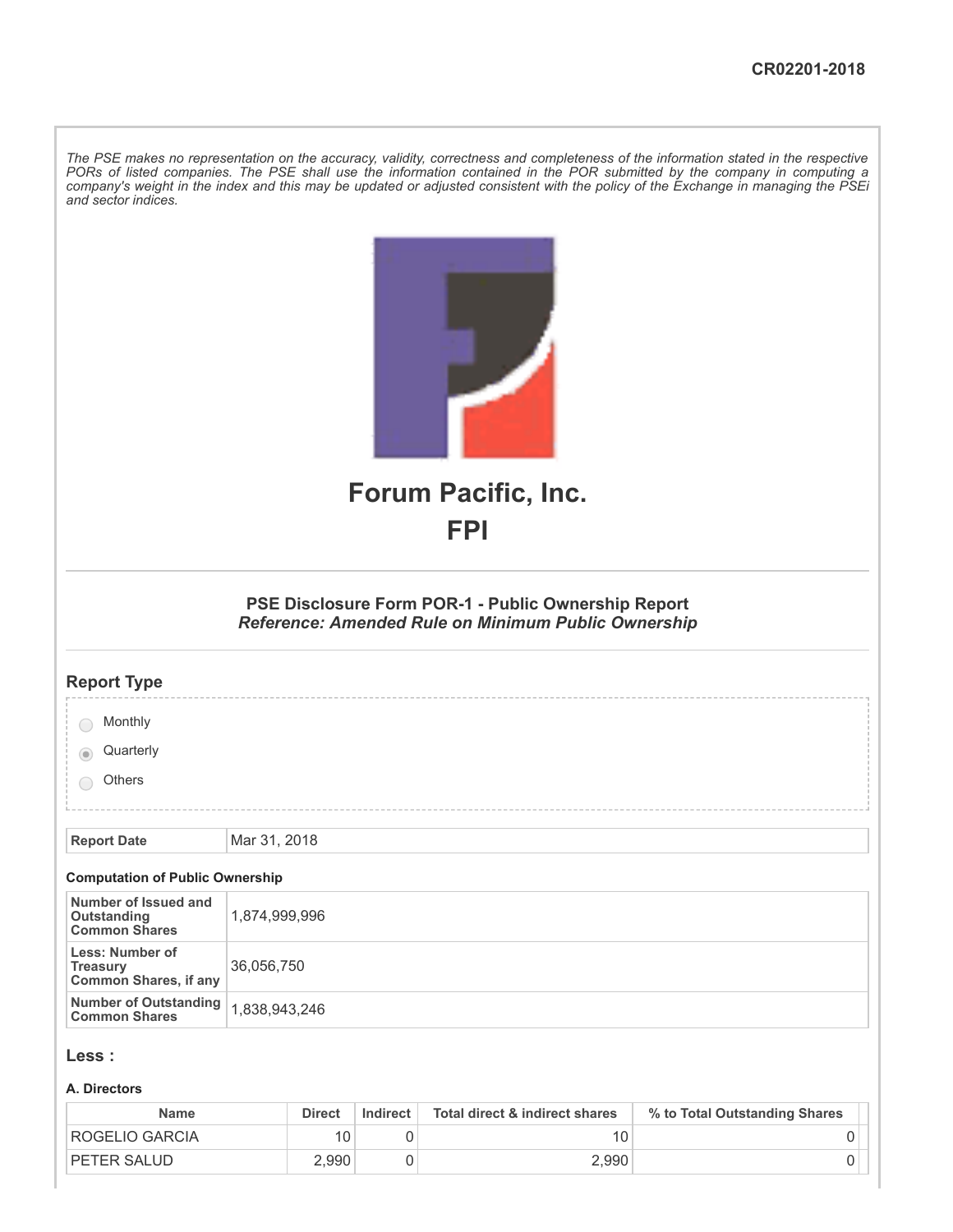CR02201-2018

*The PSE makes no representation on the accuracy, validity, correctness and completeness of the information stated in the respective PORs of listed companies. The PSE shall use the information contained in the POR submitted by the company in computing a company's weight in the index and this may be updated or adjusted consistent with the policy of the Exchange in managing the PSEi and sector indices.*

# Forum Pacific, Inc.

# FPI

### PSE Disclosure Form POR-1 - Public Ownership Report

***Reference: Amended Rule on Minimum Public Ownership***

## Report Type

- ○ Monthly
- ◉ Quarterly
- ○ Others

| Report Date | Mar 31, 2018 |
|---|---|

**Computation of Public Ownership**

| Number of Issued and Outstanding Common Shares | 1,874,999,996 |
|---|---|
| Less: Number of Treasury Common Shares, if any | 36,056,750 |
| Number of Outstanding Common Shares | 1,838,943,246 |

## Less :

**A. Directors**

| Name | Direct | Indirect | Total direct & indirect shares | % to Total Outstanding Shares |
|---|---|---|---|---|
| ROGELIO GARCIA | 10 | 0 | 10 | 0 |
| PETER SALUD | 2,990 | 0 | 2,990 | 0 |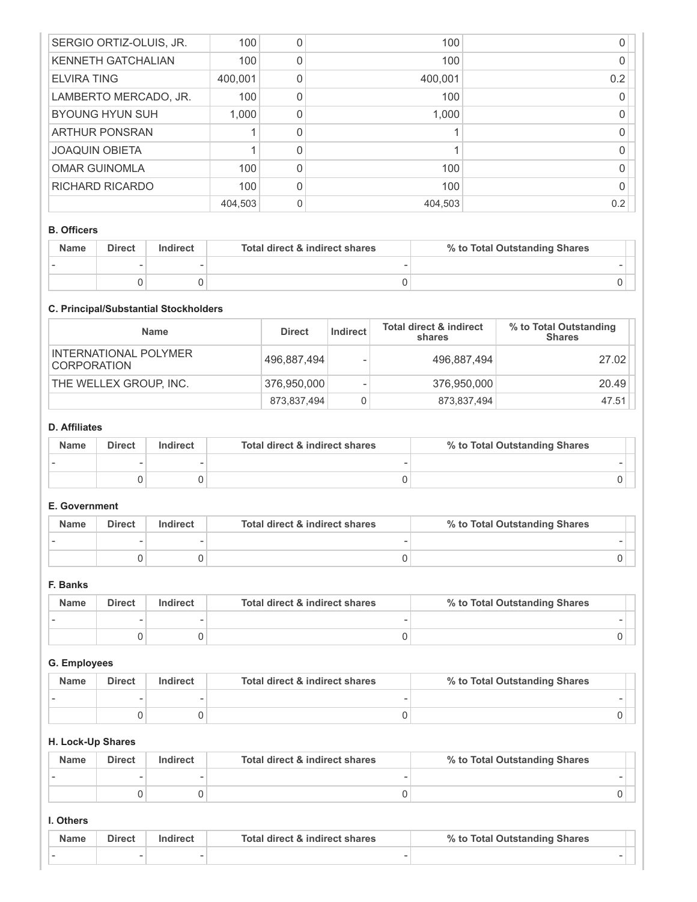| | | | | |
|---|---|---|---|---|
| SERGIO ORTIZ-OLUIS, JR. | 100 | 0 | 100 | 0 |
| KENNETH GATCHALIAN | 100 | 0 | 100 | 0 |
| ELVIRA TING | 400,001 | 0 | 400,001 | 0.2 |
| LAMBERTO MERCADO, JR. | 100 | 0 | 100 | 0 |
| BYOUNG HYUN SUH | 1,000 | 0 | 1,000 | 0 |
| ARTHUR PONSRAN | 1 | 0 | 1 | 0 |
| JOAQUIN OBIETA | 1 | 0 | 1 | 0 |
| OMAR GUINOMLA | 100 | 0 | 100 | 0 |
| RICHARD RICARDO | 100 | 0 | 100 | 0 |
| | 404,503 | 0 | 404,503 | 0.2 |

**B. Officers**

| Name | Direct | Indirect | Total direct & indirect shares | % to Total Outstanding Shares |
|---|---|---|---|---|
| - | - | - | - | - |
| | 0 | 0 | 0 | 0 |

**C. Principal/Substantial Stockholders**

| Name | Direct | Indirect | Total direct & indirect shares | % to Total Outstanding Shares |
|---|---|---|---|---|
| INTERNATIONAL POLYMER CORPORATION | 496,887,494 | - | 496,887,494 | 27.02 |
| THE WELLEX GROUP, INC. | 376,950,000 | - | 376,950,000 | 20.49 |
| | 873,837,494 | 0 | 873,837,494 | 47.51 |

**D. Affiliates**

| Name | Direct | Indirect | Total direct & indirect shares | % to Total Outstanding Shares |
|---|---|---|---|---|
| - | - | - | - | - |
| | 0 | 0 | 0 | 0 |

**E. Government**

| Name | Direct | Indirect | Total direct & indirect shares | % to Total Outstanding Shares |
|---|---|---|---|---|
| - | - | - | - | - |
| | 0 | 0 | 0 | 0 |

**F. Banks**

| Name | Direct | Indirect | Total direct & indirect shares | % to Total Outstanding Shares |
|---|---|---|---|---|
| - | - | - | - | - |
| | 0 | 0 | 0 | 0 |

**G. Employees**

| Name | Direct | Indirect | Total direct & indirect shares | % to Total Outstanding Shares |
|---|---|---|---|---|
| - | - | - | - | - |
| | 0 | 0 | 0 | 0 |

**H. Lock-Up Shares**

| Name | Direct | Indirect | Total direct & indirect shares | % to Total Outstanding Shares |
|---|---|---|---|---|
| - | - | - | - | - |
| | 0 | 0 | 0 | 0 |

**I. Others**

| Name | Direct | Indirect | Total direct & indirect shares | % to Total Outstanding Shares |
|---|---|---|---|---|
| - | - | - | - | - |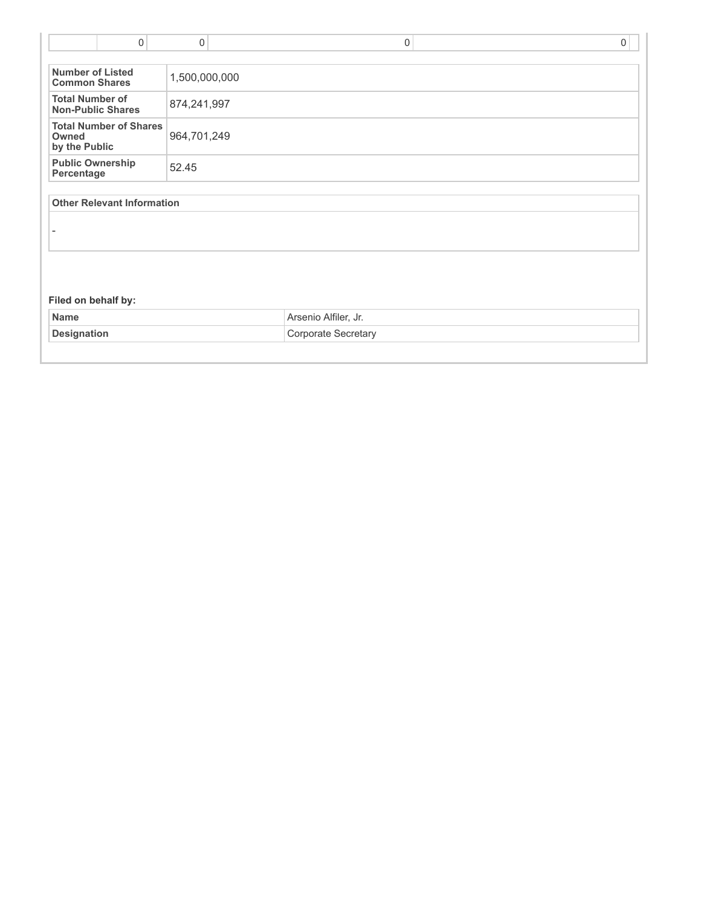| | | | | |
|---|---|---|---|---|
| | 0 | 0 | 0 | 0 |

| | |
|---|---|
| **Number of Listed Common Shares** | 1,500,000,000 |
| **Total Number of Non-Public Shares** | 874,241,997 |
| **Total Number of Shares Owned by the Public** | 964,701,249 |
| **Public Ownership Percentage** | 52.45 |

| **Other Relevant Information** |
|---|
| - |

**Filed on behalf by:**

| | |
|---|---|
| **Name** | Arsenio Alfiler, Jr. |
| **Designation** | Corporate Secretary |